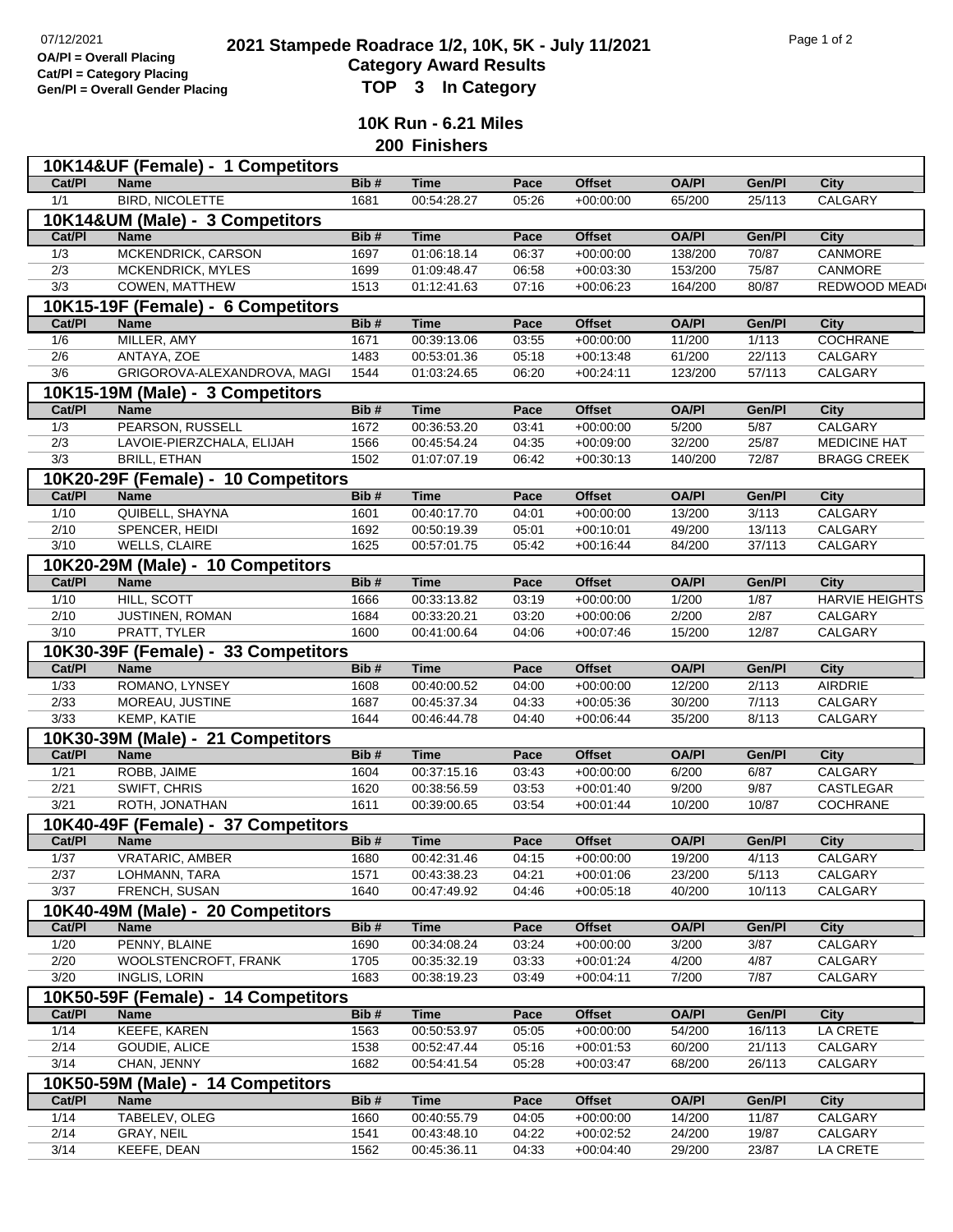OA/Pl = Overall Placing
Cat/Pl = Category Placing
Gen/Pl = Overall Gender Placing

# 2021 Stampede Roadrace 1/2, 10K, 5K - July 11/2021

## Category Award Results

## TOP 3 In Category

### 10K Run - 6.21 Miles

### 200 Finishers

**10K14&UF (Female) - 1 Competitors**

| Cat/Pl | Name | Bib # | Time | Pace | Offset | OA/Pl | Gen/Pl | City |
|---|---|---|---|---|---|---|---|---|
| 1/1 | BIRD, NICOLETTE | 1681 | 00:54:28.27 | 05:26 | +00:00:00 | 65/200 | 25/113 | CALGARY |

**10K14&UM (Male) - 3 Competitors**

| Cat/Pl | Name | Bib # | Time | Pace | Offset | OA/Pl | Gen/Pl | City |
|---|---|---|---|---|---|---|---|---|
| 1/3 | MCKENDRICK, CARSON | 1697 | 01:06:18.14 | 06:37 | +00:00:00 | 138/200 | 70/87 | CANMORE |
| 2/3 | MCKENDRICK, MYLES | 1699 | 01:09:48.47 | 06:58 | +00:03:30 | 153/200 | 75/87 | CANMORE |
| 3/3 | COWEN, MATTHEW | 1513 | 01:12:41.63 | 07:16 | +00:06:23 | 164/200 | 80/87 | REDWOOD MEAD |

**10K15-19F (Female) - 6 Competitors**

| Cat/Pl | Name | Bib # | Time | Pace | Offset | OA/Pl | Gen/Pl | City |
|---|---|---|---|---|---|---|---|---|
| 1/6 | MILLER, AMY | 1671 | 00:39:13.06 | 03:55 | +00:00:00 | 11/200 | 1/113 | COCHRANE |
| 2/6 | ANTAYA, ZOE | 1483 | 00:53:01.36 | 05:18 | +00:13:48 | 61/200 | 22/113 | CALGARY |
| 3/6 | GRIGOROVA-ALEXANDROVA, MAGI | 1544 | 01:03:24.65 | 06:20 | +00:24:11 | 123/200 | 57/113 | CALGARY |

**10K15-19M (Male) - 3 Competitors**

| Cat/Pl | Name | Bib # | Time | Pace | Offset | OA/Pl | Gen/Pl | City |
|---|---|---|---|---|---|---|---|---|
| 1/3 | PEARSON, RUSSELL | 1672 | 00:36:53.20 | 03:41 | +00:00:00 | 5/200 | 5/87 | CALGARY |
| 2/3 | LAVOIE-PIERZCHALA, ELIJAH | 1566 | 00:45:54.24 | 04:35 | +00:09:00 | 32/200 | 25/87 | MEDICINE HAT |
| 3/3 | BRILL, ETHAN | 1502 | 01:07:07.19 | 06:42 | +00:30:13 | 140/200 | 72/87 | BRAGG CREEK |

**10K20-29F (Female) - 10 Competitors**

| Cat/Pl | Name | Bib # | Time | Pace | Offset | OA/Pl | Gen/Pl | City |
|---|---|---|---|---|---|---|---|---|
| 1/10 | QUIBELL, SHAYNA | 1601 | 00:40:17.70 | 04:01 | +00:00:00 | 13/200 | 3/113 | CALGARY |
| 2/10 | SPENCER, HEIDI | 1692 | 00:50:19.39 | 05:01 | +00:10:01 | 49/200 | 13/113 | CALGARY |
| 3/10 | WELLS, CLAIRE | 1625 | 00:57:01.75 | 05:42 | +00:16:44 | 84/200 | 37/113 | CALGARY |

**10K20-29M (Male) - 10 Competitors**

| Cat/Pl | Name | Bib # | Time | Pace | Offset | OA/Pl | Gen/Pl | City |
|---|---|---|---|---|---|---|---|---|
| 1/10 | HILL, SCOTT | 1666 | 00:33:13.82 | 03:19 | +00:00:00 | 1/200 | 1/87 | HARVIE HEIGHTS |
| 2/10 | JUSTINEN, ROMAN | 1684 | 00:33:20.21 | 03:20 | +00:00:06 | 2/200 | 2/87 | CALGARY |
| 3/10 | PRATT, TYLER | 1600 | 00:41:00.64 | 04:06 | +00:07:46 | 15/200 | 12/87 | CALGARY |

**10K30-39F (Female) - 33 Competitors**

| Cat/Pl | Name | Bib # | Time | Pace | Offset | OA/Pl | Gen/Pl | City |
|---|---|---|---|---|---|---|---|---|
| 1/33 | ROMANO, LYNSEY | 1608 | 00:40:00.52 | 04:00 | +00:00:00 | 12/200 | 2/113 | AIRDRIE |
| 2/33 | MOREAU, JUSTINE | 1687 | 00:45:37.34 | 04:33 | +00:05:36 | 30/200 | 7/113 | CALGARY |
| 3/33 | KEMP, KATIE | 1644 | 00:46:44.78 | 04:40 | +00:06:44 | 35/200 | 8/113 | CALGARY |

**10K30-39M (Male) - 21 Competitors**

| Cat/Pl | Name | Bib # | Time | Pace | Offset | OA/Pl | Gen/Pl | City |
|---|---|---|---|---|---|---|---|---|
| 1/21 | ROBB, JAIME | 1604 | 00:37:15.16 | 03:43 | +00:00:00 | 6/200 | 6/87 | CALGARY |
| 2/21 | SWIFT, CHRIS | 1620 | 00:38:56.59 | 03:53 | +00:01:40 | 9/200 | 9/87 | CASTLEGAR |
| 3/21 | ROTH, JONATHAN | 1611 | 00:39:00.65 | 03:54 | +00:01:44 | 10/200 | 10/87 | COCHRANE |

**10K40-49F (Female) - 37 Competitors**

| Cat/Pl | Name | Bib # | Time | Pace | Offset | OA/Pl | Gen/Pl | City |
|---|---|---|---|---|---|---|---|---|
| 1/37 | VRATARIC, AMBER | 1680 | 00:42:31.46 | 04:15 | +00:00:00 | 19/200 | 4/113 | CALGARY |
| 2/37 | LOHMANN, TARA | 1571 | 00:43:38.23 | 04:21 | +00:01:06 | 23/200 | 5/113 | CALGARY |
| 3/37 | FRENCH, SUSAN | 1640 | 00:47:49.92 | 04:46 | +00:05:18 | 40/200 | 10/113 | CALGARY |

**10K40-49M (Male) - 20 Competitors**

| Cat/Pl | Name | Bib # | Time | Pace | Offset | OA/Pl | Gen/Pl | City |
|---|---|---|---|---|---|---|---|---|
| 1/20 | PENNY, BLAINE | 1690 | 00:34:08.24 | 03:24 | +00:00:00 | 3/200 | 3/87 | CALGARY |
| 2/20 | WOOLSTENCROFT, FRANK | 1705 | 00:35:32.19 | 03:33 | +00:01:24 | 4/200 | 4/87 | CALGARY |
| 3/20 | INGLIS, LORIN | 1683 | 00:38:19.23 | 03:49 | +00:04:11 | 7/200 | 7/87 | CALGARY |

**10K50-59F (Female) - 14 Competitors**

| Cat/Pl | Name | Bib # | Time | Pace | Offset | OA/Pl | Gen/Pl | City |
|---|---|---|---|---|---|---|---|---|
| 1/14 | KEEFE, KAREN | 1563 | 00:50:53.97 | 05:05 | +00:00:00 | 54/200 | 16/113 | LA CRETE |
| 2/14 | GOUDIE, ALICE | 1538 | 00:52:47.44 | 05:16 | +00:01:53 | 60/200 | 21/113 | CALGARY |
| 3/14 | CHAN, JENNY | 1682 | 00:54:41.54 | 05:28 | +00:03:47 | 68/200 | 26/113 | CALGARY |

**10K50-59M (Male) - 14 Competitors**

| Cat/Pl | Name | Bib # | Time | Pace | Offset | OA/Pl | Gen/Pl | City |
|---|---|---|---|---|---|---|---|---|
| 1/14 | TABELEV, OLEG | 1660 | 00:40:55.79 | 04:05 | +00:00:00 | 14/200 | 11/87 | CALGARY |
| 2/14 | GRAY, NEIL | 1541 | 00:43:48.10 | 04:22 | +00:02:52 | 24/200 | 19/87 | CALGARY |
| 3/14 | KEEFE, DEAN | 1562 | 00:45:36.11 | 04:33 | +00:04:40 | 29/200 | 23/87 | LA CRETE |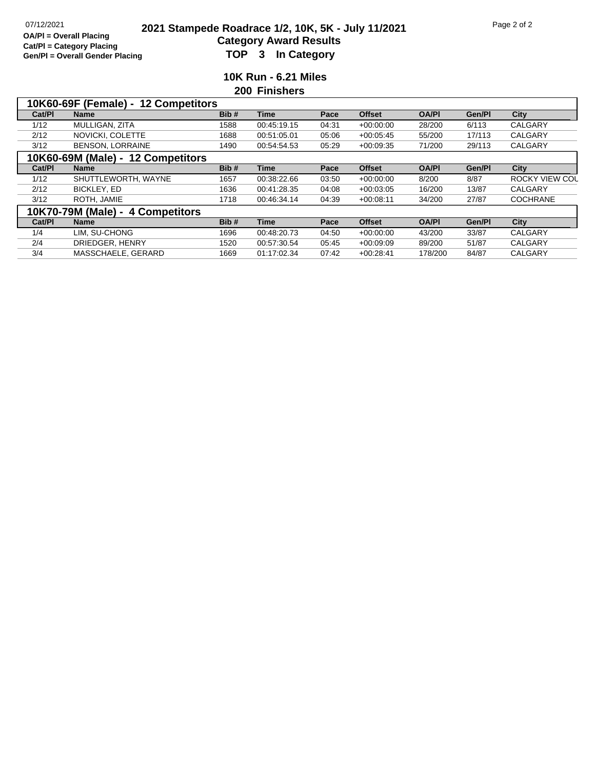07/12/2021

**OA/Pl = Overall Placing**
**Cat/Pl = Category Placing**
**Gen/Pl = Overall Gender Placing**

# 2021 Stampede Roadrace 1/2, 10K, 5K - July 11/2021
## Category Award Results
## TOP 3 In Category

### 10K Run - 6.21 Miles
### 200 Finishers

**10K60-69F (Female) - 12 Competitors**

| Cat/Pl | Name | Bib # | Time | Pace | Offset | OA/Pl | Gen/Pl | City |
|---|---|---|---|---|---|---|---|---|
| 1/12 | MULLIGAN, ZITA | 1588 | 00:45:19.15 | 04:31 | +00:00:00 | 28/200 | 6/113 | CALGARY |
| 2/12 | NOVICKI, COLETTE | 1688 | 00:51:05.01 | 05:06 | +00:05:45 | 55/200 | 17/113 | CALGARY |
| 3/12 | BENSON, LORRAINE | 1490 | 00:54:54.53 | 05:29 | +00:09:35 | 71/200 | 29/113 | CALGARY |

**10K60-69M (Male) - 12 Competitors**

| Cat/Pl | Name | Bib # | Time | Pace | Offset | OA/Pl | Gen/Pl | City |
|---|---|---|---|---|---|---|---|---|
| 1/12 | SHUTTLEWORTH, WAYNE | 1657 | 00:38:22.66 | 03:50 | +00:00:00 | 8/200 | 8/87 | ROCKY VIEW COU |
| 2/12 | BICKLEY, ED | 1636 | 00:41:28.35 | 04:08 | +00:03:05 | 16/200 | 13/87 | CALGARY |
| 3/12 | ROTH, JAMIE | 1718 | 00:46:34.14 | 04:39 | +00:08:11 | 34/200 | 27/87 | COCHRANE |

**10K70-79M (Male) - 4 Competitors**

| Cat/Pl | Name | Bib # | Time | Pace | Offset | OA/Pl | Gen/Pl | City |
|---|---|---|---|---|---|---|---|---|
| 1/4 | LIM, SU-CHONG | 1696 | 00:48:20.73 | 04:50 | +00:00:00 | 43/200 | 33/87 | CALGARY |
| 2/4 | DRIEDGER, HENRY | 1520 | 00:57:30.54 | 05:45 | +00:09:09 | 89/200 | 51/87 | CALGARY |
| 3/4 | MASSCHAELE, GERARD | 1669 | 01:17:02.34 | 07:42 | +00:28:41 | 178/200 | 84/87 | CALGARY |